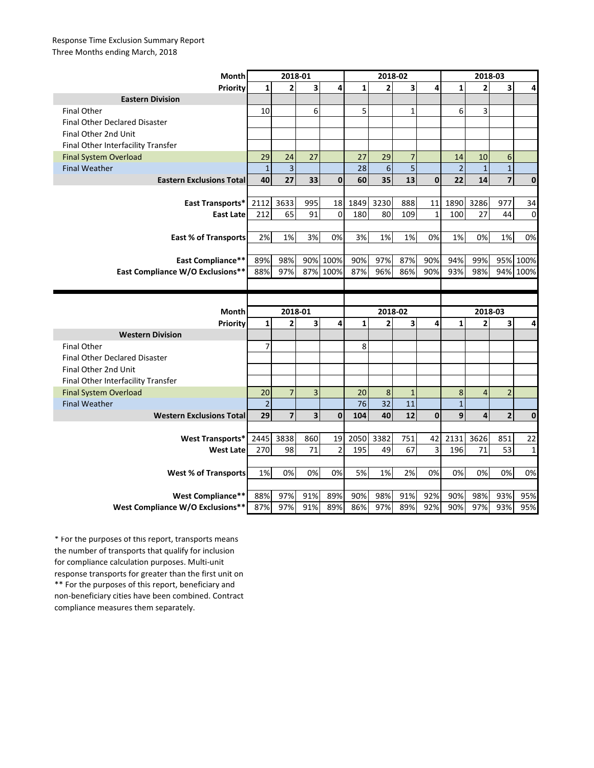Response Time Exclusion Summary Report
Three Months ending March, 2018

| Month | 2018-01 | | | | 2018-02 | | | | 2018-03 | | | |
|---|---|---|---|---|---|---|---|---|---|---|---|---|
| Priority | 1 | 2 | 3 | 4 | 1 | 2 | 3 | 4 | 1 | 2 | 3 | 4 |
| **Eastern Division** | | | | | | | | | | | | |
| Final Other | 10 | | 6 | | 5 | | 1 | | 6 | 3 | | |
| Final Other Declared Disaster | | | | | | | | | | | | |
| Final Other 2nd Unit | | | | | | | | | | | | |
| Final Other Interfacility Transfer | | | | | | | | | | | | |
| Final System Overload | 29 | 24 | 27 | | 27 | 29 | 7 | | 14 | 10 | 6 | |
| Final Weather | 1 | 3 | | | 28 | 6 | 5 | | 2 | 1 | 1 | |
| **Eastern Exclusions Total** | **40** | **27** | **33** | **0** | **60** | **35** | **13** | **0** | **22** | **14** | **7** | **0** |
| | | | | | | | | | | | | |
| **East Transports*** | 2112 | 3633 | 995 | 18 | 1849 | 3230 | 888 | 11 | 1890 | 3286 | 977 | 34 |
| **East Late** | 212 | 65 | 91 | 0 | 180 | 80 | 109 | 1 | 100 | 27 | 44 | 0 |
| | | | | | | | | | | | | |
| **East % of Transports** | 2% | 1% | 3% | 0% | 3% | 1% | 1% | 0% | 1% | 0% | 1% | 0% |
| | | | | | | | | | | | | |
| **East Compliance**** | 89% | 98% | 90% | 100% | 90% | 97% | 87% | 90% | 94% | 99% | 95% | 100% |
| **East Compliance W/O Exclusions**** | 88% | 97% | 87% | 100% | 87% | 96% | 86% | 90% | 93% | 98% | 94% | 100% |

| Month | 2018-01 | | | | 2018-02 | | | | 2018-03 | | | |
|---|---|---|---|---|---|---|---|---|---|---|---|---|
| Priority | 1 | 2 | 3 | 4 | 1 | 2 | 3 | 4 | 1 | 2 | 3 | 4 |
| **Western Division** | | | | | | | | | | | | |
| Final Other | 7 | | | | 8 | | | | | | | |
| Final Other Declared Disaster | | | | | | | | | | | | |
| Final Other 2nd Unit | | | | | | | | | | | | |
| Final Other Interfacility Transfer | | | | | | | | | | | | |
| Final System Overload | 20 | 7 | 3 | | 20 | 8 | 1 | | 8 | 4 | 2 | |
| Final Weather | 2 | | | | 76 | 32 | 11 | | 1 | | | |
| **Western Exclusions Total** | **29** | **7** | **3** | **0** | **104** | **40** | **12** | **0** | **9** | **4** | **2** | **0** |
| | | | | | | | | | | | | |
| **West Transports*** | 2445 | 3838 | 860 | 19 | 2050 | 3382 | 751 | 42 | 2131 | 3626 | 851 | 22 |
| **West Late** | 270 | 98 | 71 | 2 | 195 | 49 | 67 | 3 | 196 | 71 | 53 | 1 |
| | | | | | | | | | | | | |
| **West % of Transports** | 1% | 0% | 0% | 0% | 5% | 1% | 2% | 0% | 0% | 0% | 0% | 0% |
| | | | | | | | | | | | | |
| **West Compliance**** | 88% | 97% | 91% | 89% | 90% | 98% | 91% | 92% | 90% | 98% | 93% | 95% |
| **West Compliance W/O Exclusions**** | 87% | 97% | 91% | 89% | 86% | 97% | 89% | 92% | 90% | 97% | 93% | 95% |

* For the purposes of this report, transports means the number of transports that qualify for inclusion for compliance calculation purposes. Multi-unit response transports for greater than the first unit on
** For the purposes of this report, beneficiary and non-beneficiary cities have been combined. Contract compliance measures them separately.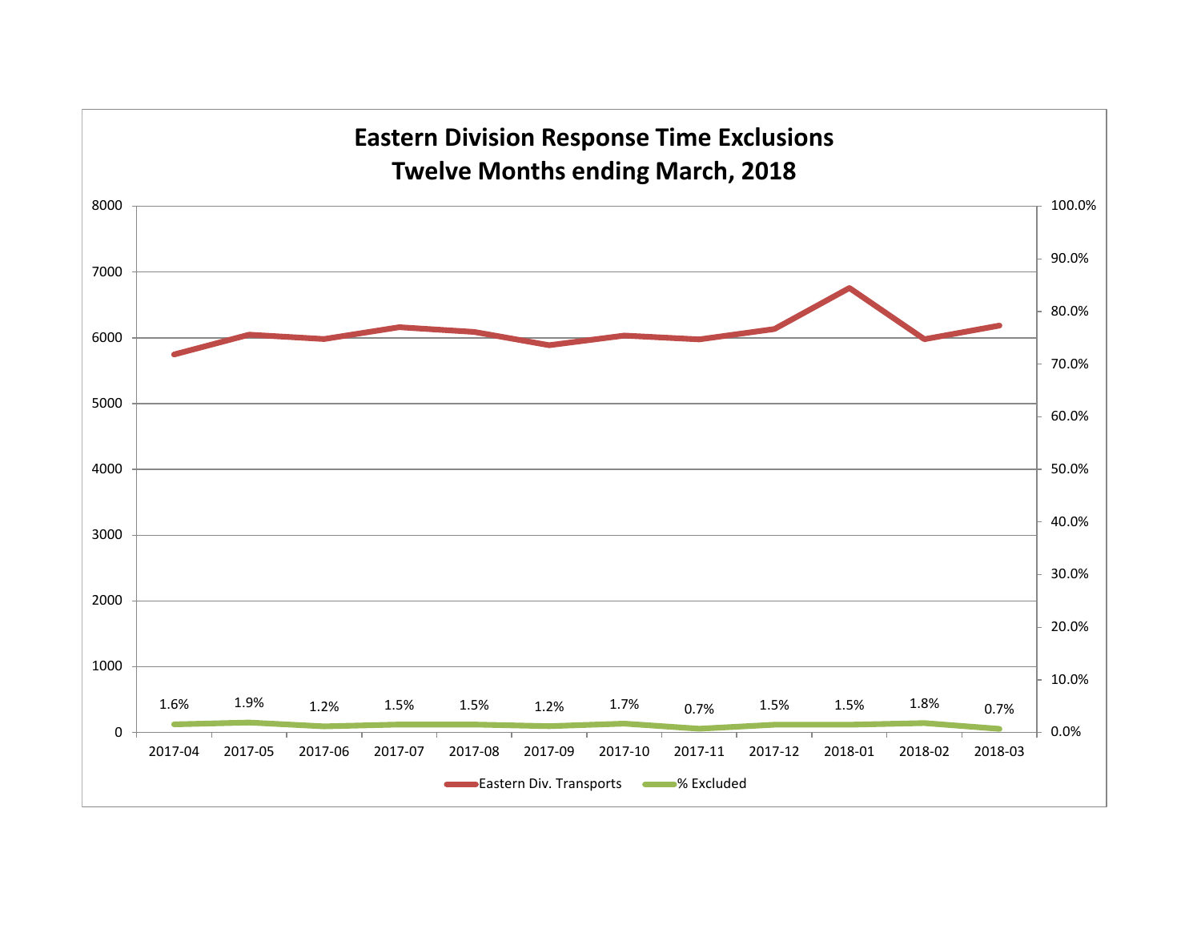# Eastern Division Response Time Exclusions
## Twelve Months ending March, 2018

| Month | % Excluded |
|---|---|
| 2017-04 | 1.6% |
| 2017-05 | 1.9% |
| 2017-06 | 1.2% |
| 2017-07 | 1.5% |
| 2017-08 | 1.5% |
| 2017-09 | 1.2% |
| 2017-10 | 1.7% |
| 2017-11 | 0.7% |
| 2017-12 | 1.5% |
| 2018-01 | 1.5% |
| 2018-02 | 1.8% |
| 2018-03 | 0.7% |

Eastern Div. Transports   % Excluded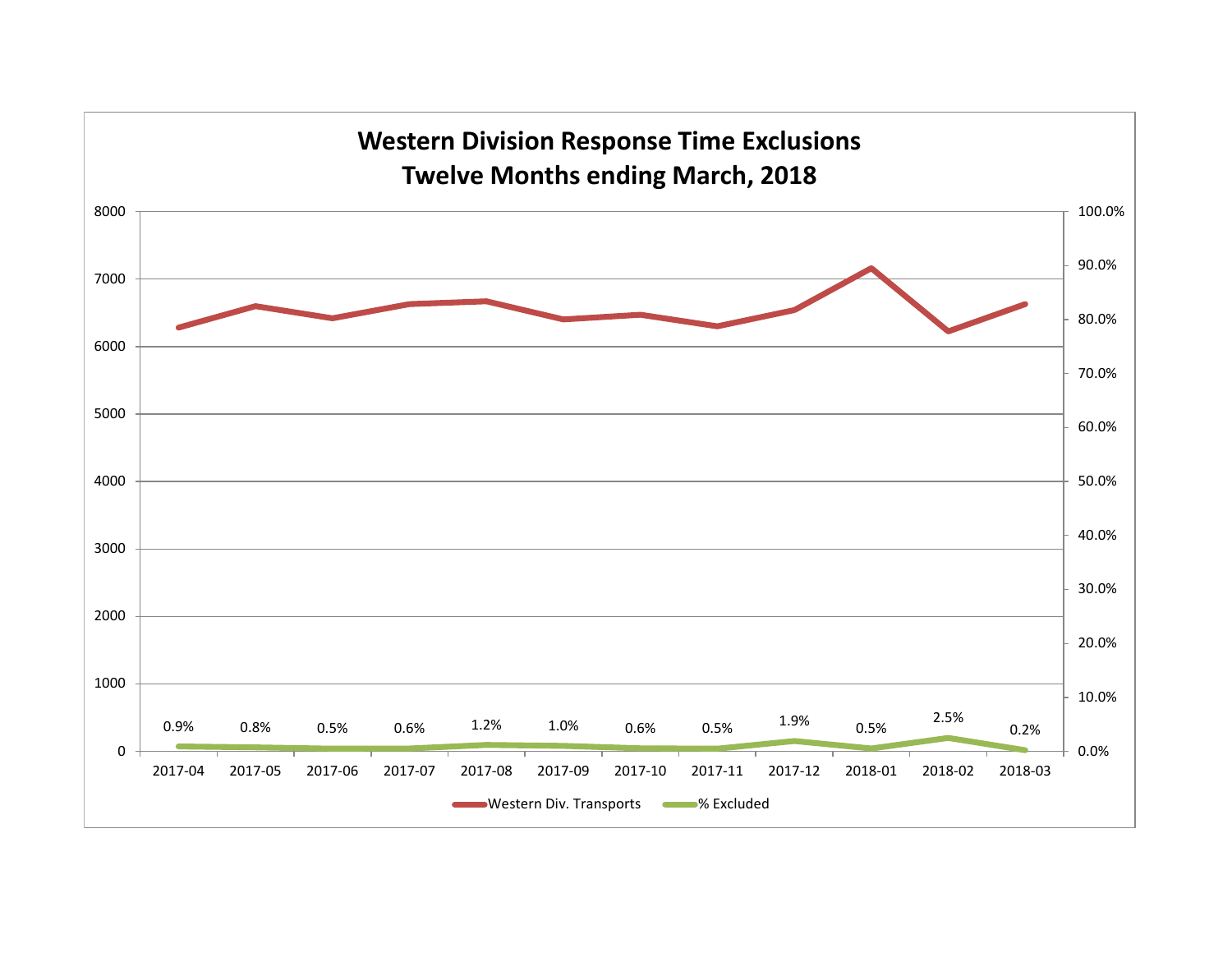**Western Division Response Time Exclusions**
**Twelve Months ending March, 2018**

8000
7000
6000
5000
4000
3000
2000
1000
0

100.0%
90.0%
80.0%
70.0%
60.0%
50.0%
40.0%
30.0%
20.0%
10.0%
0.0%

0.9% 0.8% 0.5% 0.6% 1.2% 1.0% 0.6% 0.5% 1.9% 0.5% 2.5% 0.2%

2017-04 2017-05 2017-06 2017-07 2017-08 2017-09 2017-10 2017-11 2017-12 2018-01 2018-02 2018-03

Western Div. Transports
% Excluded